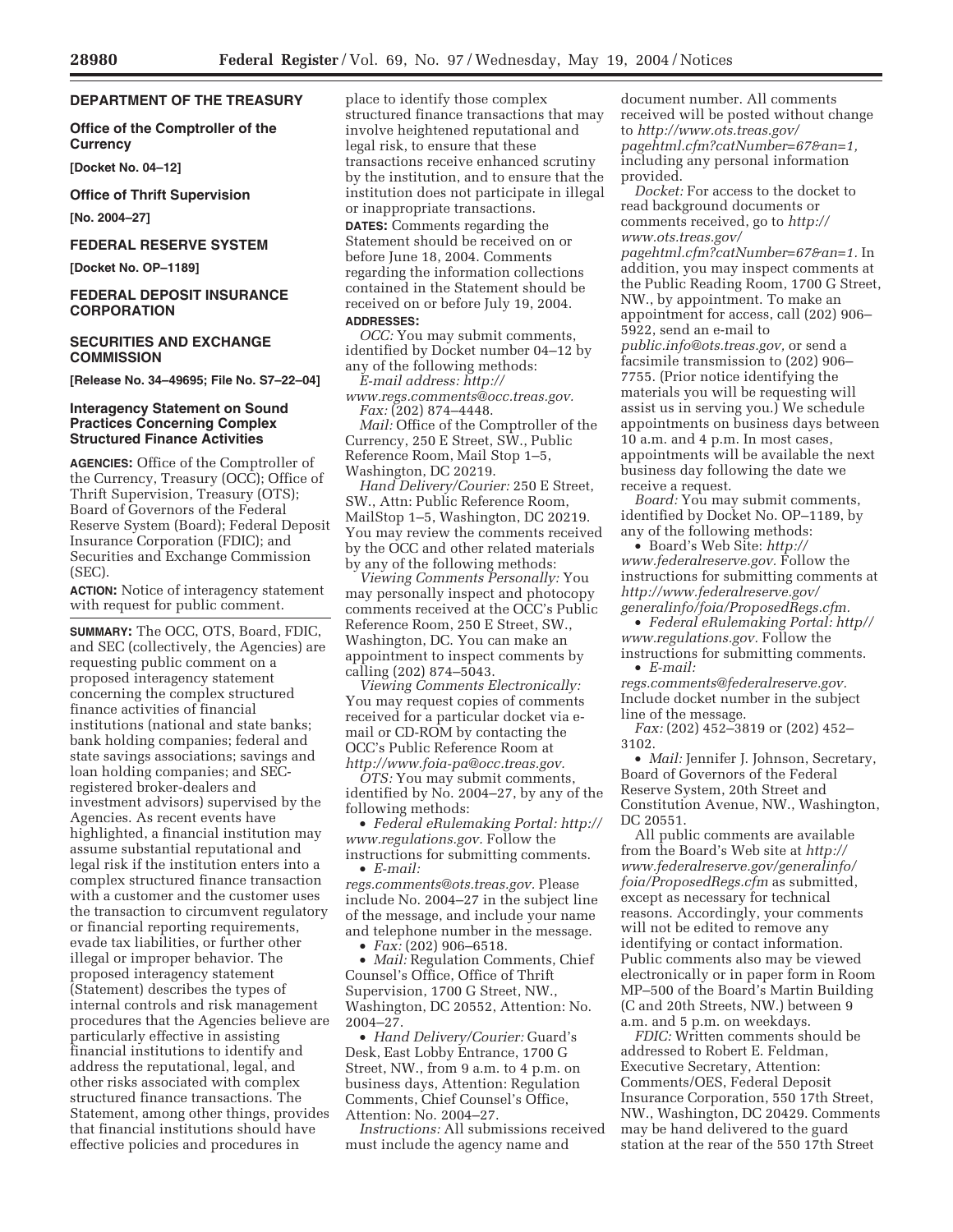## DEPARTMENT OF THE TREASURY

### Office of the Comptroller of the Currency

**[Docket No. 04–12]**

### Office of Thrift Supervision

**[No. 2004–27]**

## FEDERAL RESERVE SYSTEM

**[Docket No. OP–1189]**

## FEDERAL DEPOSIT INSURANCE CORPORATION

## SECURITIES AND EXCHANGE COMMISSION

**[Release No. 34–49695; File No. S7–22–04]**

### Interagency Statement on Sound Practices Concerning Complex Structured Finance Activities

**AGENCIES:** Office of the Comptroller of the Currency, Treasury (OCC); Office of Thrift Supervision, Treasury (OTS); Board of Governors of the Federal Reserve System (Board); Federal Deposit Insurance Corporation (FDIC); and Securities and Exchange Commission (SEC).

**ACTION:** Notice of interagency statement with request for public comment.

**SUMMARY:** The OCC, OTS, Board, FDIC, and SEC (collectively, the Agencies) are requesting public comment on a proposed interagency statement concerning the complex structured finance activities of financial institutions (national and state banks; bank holding companies; federal and state savings associations; savings and loan holding companies; and SEC-registered broker-dealers and investment advisors) supervised by the Agencies. As recent events have highlighted, a financial institution may assume substantial reputational and legal risk if the institution enters into a complex structured finance transaction with a customer and the customer uses the transaction to circumvent regulatory or financial reporting requirements, evade tax liabilities, or further other illegal or improper behavior. The proposed interagency statement (Statement) describes the types of internal controls and risk management procedures that the Agencies believe are particularly effective in assisting financial institutions to identify and address the reputational, legal, and other risks associated with complex structured finance transactions. The Statement, among other things, provides that financial institutions should have effective policies and procedures in place to identify those complex structured finance transactions that may involve heightened reputational and legal risk, to ensure that these transactions receive enhanced scrutiny by the institution, and to ensure that the institution does not participate in illegal or inappropriate transactions.

**DATES:** Comments regarding the Statement should be received on or before June 18, 2004. Comments regarding the information collections contained in the Statement should be received on or before July 19, 2004.

**ADDRESSES:**

*OCC:* You may submit comments, identified by Docket number 04–12 by any of the following methods:

*E-mail address: http://www.regs.comments@occ.treas.gov.*

*Fax:* (202) 874–4448.

*Mail:* Office of the Comptroller of the Currency, 250 E Street, SW., Public Reference Room, Mail Stop 1–5, Washington, DC 20219.

*Hand Delivery/Courier:* 250 E Street, SW., Attn: Public Reference Room, MailStop 1–5, Washington, DC 20219.

You may review the comments received by the OCC and other related materials by any of the following methods:

*Viewing Comments Personally:* You may personally inspect and photocopy comments received at the OCC's Public Reference Room, 250 E Street, SW., Washington, DC. You can make an appointment to inspect comments by calling (202) 874–5043.

*Viewing Comments Electronically:* You may request copies of comments received for a particular docket via e-mail or CD-ROM by contacting the OCC's Public Reference Room at *http://www.foia-pa@occ.treas.gov.*

*OTS:* You may submit comments, identified by No. 2004–27, by any of the following methods:

- *Federal eRulemaking Portal: http://www.regulations.gov.* Follow the instructions for submitting comments.
- *E-mail: regs.comments@ots.treas.gov.* Please include No. 2004–27 in the subject line of the message, and include your name and telephone number in the message.
- *Fax:* (202) 906–6518.
- *Mail:* Regulation Comments, Chief Counsel's Office, Office of Thrift Supervision, 1700 G Street, NW., Washington, DC 20552, Attention: No. 2004–27.
- *Hand Delivery/Courier:* Guard's Desk, East Lobby Entrance, 1700 G Street, NW., from 9 a.m. to 4 p.m. on business days, Attention: Regulation Comments, Chief Counsel's Office, Attention: No. 2004–27.

*Instructions:* All submissions received must include the agency name and document number. All comments received will be posted without change to *http://www.ots.treas.gov/pagehtml.cfm?catNumber=67&an=1,* including any personal information provided.

*Docket:* For access to the docket to read background documents or comments received, go to *http://www.ots.treas.gov/pagehtml.cfm?catNumber=67&an=1.* In addition, you may inspect comments at the Public Reading Room, 1700 G Street, NW., by appointment. To make an appointment for access, call (202) 906–5922, send an e-mail to *public.info@ots.treas.gov,* or send a facsimile transmission to (202) 906–7755. (Prior notice identifying the materials you will be requesting will assist us in serving you.) We schedule appointments on business days between 10 a.m. and 4 p.m. In most cases, appointments will be available the next business day following the date we receive a request.

*Board:* You may submit comments, identified by Docket No. OP–1189, by any of the following methods:

- Board's Web Site: *http://www.federalreserve.gov.* Follow the instructions for submitting comments at *http://www.federalreserve.gov/generalinfo/foia/ProposedRegs.cfm.*
- *Federal eRulemaking Portal: http//www.regulations.gov.* Follow the instructions for submitting comments.
- *E-mail: regs.comments@federalreserve.gov.* Include docket number in the subject line of the message.
- *Fax:* (202) 452–3819 or (202) 452–3102.
- *Mail:* Jennifer J. Johnson, Secretary, Board of Governors of the Federal Reserve System, 20th Street and Constitution Avenue, NW., Washington, DC 20551.

All public comments are available from the Board's Web site at *http://www.federalreserve.gov/generalinfo/foia/ProposedRegs.cfm* as submitted, except as necessary for technical reasons. Accordingly, your comments will not be edited to remove any identifying or contact information. Public comments also may be viewed electronically or in paper form in Room MP–500 of the Board's Martin Building (C and 20th Streets, NW.) between 9 a.m. and 5 p.m. on weekdays.

*FDIC:* Written comments should be addressed to Robert E. Feldman, Executive Secretary, Attention: Comments/OES, Federal Deposit Insurance Corporation, 550 17th Street, NW., Washington, DC 20429. Comments may be hand delivered to the guard station at the rear of the 550 17th Street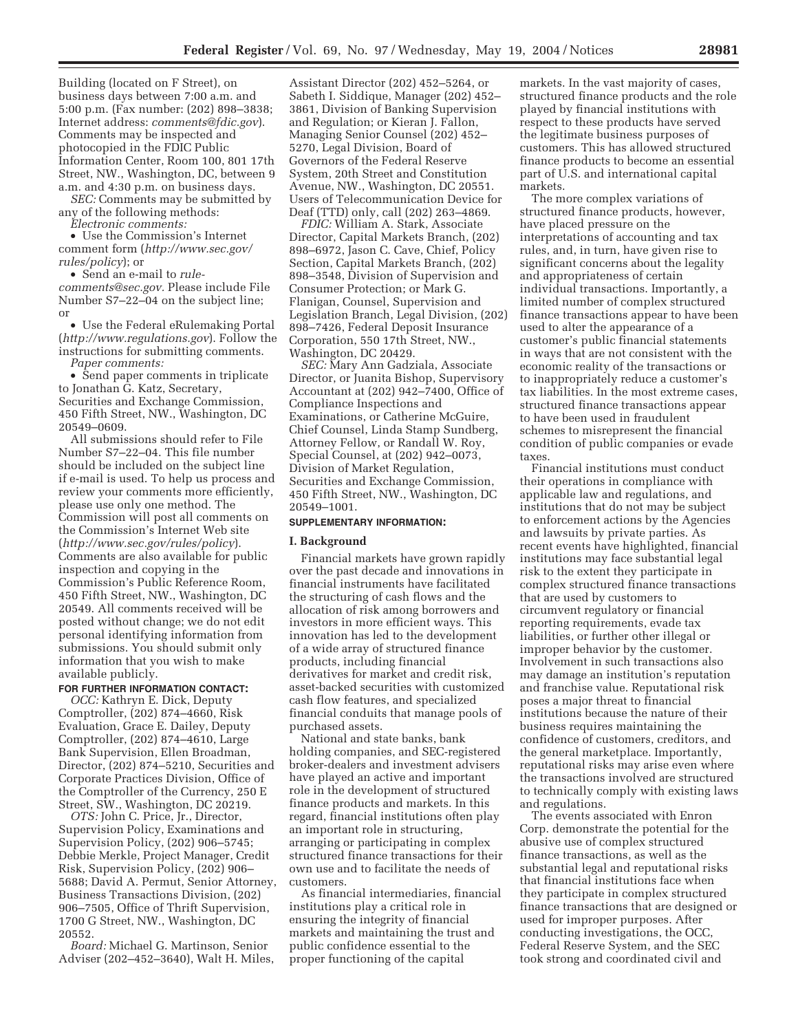Building (located on F Street), on business days between 7:00 a.m. and 5:00 p.m. (Fax number: (202) 898–3838; Internet address: *comments@fdic.gov*). Comments may be inspected and photocopied in the FDIC Public Information Center, Room 100, 801 17th Street, NW., Washington, DC, between 9 a.m. and 4:30 p.m. on business days.

*SEC:* Comments may be submitted by any of the following methods:

*Electronic comments:*

• Use the Commission's Internet comment form (*http://www.sec.gov/rules/policy*); or

• Send an e-mail to *rule-comments@sec.gov*. Please include File Number S7–22–04 on the subject line; or

• Use the Federal eRulemaking Portal (*http://www.regulations.gov*). Follow the instructions for submitting comments.

*Paper comments:*

• Send paper comments in triplicate to Jonathan G. Katz, Secretary, Securities and Exchange Commission, 450 Fifth Street, NW., Washington, DC 20549–0609.

All submissions should refer to File Number S7–22–04. This file number should be included on the subject line if e-mail is used. To help us process and review your comments more efficiently, please use only one method. The Commission will post all comments on the Commission's Internet Web site (*http://www.sec.gov/rules/policy*). Comments are also available for public inspection and copying in the Commission's Public Reference Room, 450 Fifth Street, NW., Washington, DC 20549. All comments received will be posted without change; we do not edit personal identifying information from submissions. You should submit only information that you wish to make available publicly.

**FOR FURTHER INFORMATION CONTACT:**

*OCC:* Kathryn E. Dick, Deputy Comptroller, (202) 874–4660, Risk Evaluation, Grace E. Dailey, Deputy Comptroller, (202) 874–4610, Large Bank Supervision, Ellen Broadman, Director, (202) 874–5210, Securities and Corporate Practices Division, Office of the Comptroller of the Currency, 250 E Street, SW., Washington, DC 20219.

*OTS:* John C. Price, Jr., Director, Supervision Policy, Examinations and Supervision Policy, (202) 906–5745; Debbie Merkle, Project Manager, Credit Risk, Supervision Policy, (202) 906–5688; David A. Permut, Senior Attorney, Business Transactions Division, (202) 906–7505, Office of Thrift Supervision, 1700 G Street, NW., Washington, DC 20552.

*Board:* Michael G. Martinson, Senior Adviser (202–452–3640), Walt H. Miles, Assistant Director (202) 452–5264, or Sabeth I. Siddique, Manager (202) 452–3861, Division of Banking Supervision and Regulation; or Kieran J. Fallon, Managing Senior Counsel (202) 452–5270, Legal Division, Board of Governors of the Federal Reserve System, 20th Street and Constitution Avenue, NW., Washington, DC 20551. Users of Telecommunication Device for Deaf (TTD) only, call (202) 263–4869.

*FDIC:* William A. Stark, Associate Director, Capital Markets Branch, (202) 898–6972, Jason C. Cave, Chief, Policy Section, Capital Markets Branch, (202) 898–3548, Division of Supervision and Consumer Protection; or Mark G. Flanigan, Counsel, Supervision and Legislation Branch, Legal Division, (202) 898–7426, Federal Deposit Insurance Corporation, 550 17th Street, NW., Washington, DC 20429.

*SEC:* Mary Ann Gadziala, Associate Director, or Juanita Bishop, Supervisory Accountant at (202) 942–7400, Office of Compliance Inspections and Examinations, or Catherine McGuire, Chief Counsel, Linda Stamp Sundberg, Attorney Fellow, or Randall W. Roy, Special Counsel, at (202) 942–0073, Division of Market Regulation, Securities and Exchange Commission, 450 Fifth Street, NW., Washington, DC 20549–1001.

**SUPPLEMENTARY INFORMATION:**

## I. Background

Financial markets have grown rapidly over the past decade and innovations in financial instruments have facilitated the structuring of cash flows and the allocation of risk among borrowers and investors in more efficient ways. This innovation has led to the development of a wide array of structured finance products, including financial derivatives for market and credit risk, asset-backed securities with customized cash flow features, and specialized financial conduits that manage pools of purchased assets.

National and state banks, bank holding companies, and SEC-registered broker-dealers and investment advisers have played an active and important role in the development of structured finance products and markets. In this regard, financial institutions often play an important role in structuring, arranging or participating in complex structured finance transactions for their own use and to facilitate the needs of customers.

As financial intermediaries, financial institutions play a critical role in ensuring the integrity of financial markets and maintaining the trust and public confidence essential to the proper functioning of the capital markets. In the vast majority of cases, structured finance products and the role played by financial institutions with respect to these products have served the legitimate business purposes of customers. This has allowed structured finance products to become an essential part of U.S. and international capital markets.

The more complex variations of structured finance products, however, have placed pressure on the interpretations of accounting and tax rules, and, in turn, have given rise to significant concerns about the legality and appropriateness of certain individual transactions. Importantly, a limited number of complex structured finance transactions appear to have been used to alter the appearance of a customer's public financial statements in ways that are not consistent with the economic reality of the transactions or to inappropriately reduce a customer's tax liabilities. In the most extreme cases, structured finance transactions appear to have been used in fraudulent schemes to misrepresent the financial condition of public companies or evade taxes.

Financial institutions must conduct their operations in compliance with applicable law and regulations, and institutions that do not may be subject to enforcement actions by the Agencies and lawsuits by private parties. As recent events have highlighted, financial institutions may face substantial legal risk to the extent they participate in complex structured finance transactions that are used by customers to circumvent regulatory or financial reporting requirements, evade tax liabilities, or further other illegal or improper behavior by the customer. Involvement in such transactions also may damage an institution's reputation and franchise value. Reputational risk poses a major threat to financial institutions because the nature of their business requires maintaining the confidence of customers, creditors, and the general marketplace. Importantly, reputational risks may arise even where the transactions involved are structured to technically comply with existing laws and regulations.

The events associated with Enron Corp. demonstrate the potential for the abusive use of complex structured finance transactions, as well as the substantial legal and reputational risks that financial institutions face when they participate in complex structured finance transactions that are designed or used for improper purposes. After conducting investigations, the OCC, Federal Reserve System, and the SEC took strong and coordinated civil and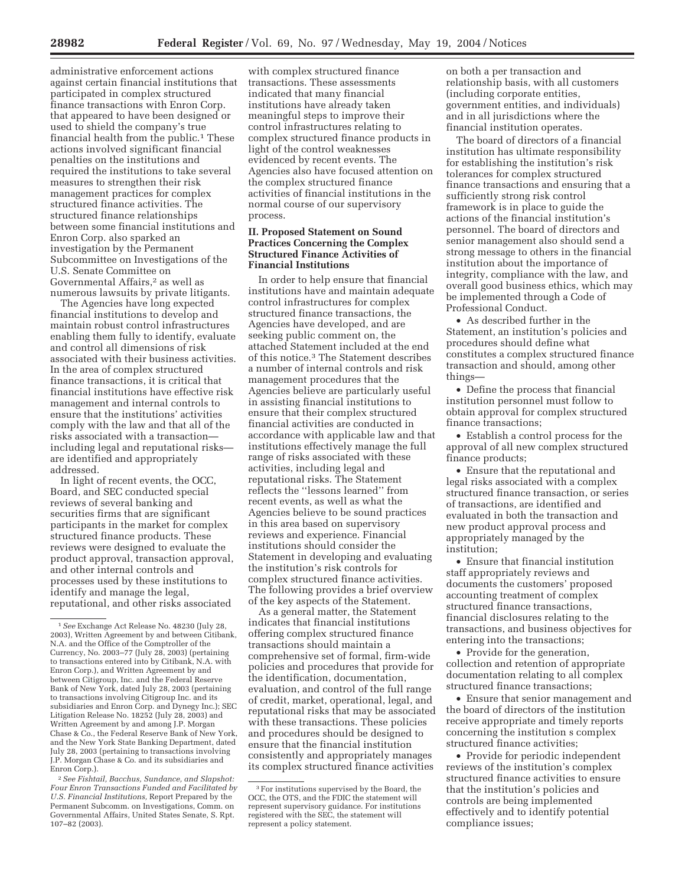administrative enforcement actions against certain financial institutions that participated in complex structured finance transactions with Enron Corp. that appeared to have been designed or used to shield the company's true financial health from the public.[1] These actions involved significant financial penalties on the institutions and required the institutions to take several measures to strengthen their risk management practices for complex structured finance activities. The structured finance relationships between some financial institutions and Enron Corp. also sparked an investigation by the Permanent Subcommittee on Investigations of the U.S. Senate Committee on Governmental Affairs,[2] as well as numerous lawsuits by private litigants.

The Agencies have long expected financial institutions to develop and maintain robust control infrastructures enabling them fully to identify, evaluate and control all dimensions of risk associated with their business activities. In the area of complex structured finance transactions, it is critical that financial institutions have effective risk management and internal controls to ensure that the institutions' activities comply with the law and that all of the risks associated with a transaction—including legal and reputational risks—are identified and appropriately addressed.

In light of recent events, the OCC, Board, and SEC conducted special reviews of several banking and securities firms that are significant participants in the market for complex structured finance products. These reviews were designed to evaluate the product approval, transaction approval, and other internal controls and processes used by these institutions to identify and manage the legal, reputational, and other risks associated with complex structured finance transactions. These assessments indicated that many financial institutions have already taken meaningful steps to improve their control infrastructures relating to complex structured finance products in light of the control weaknesses evidenced by recent events. The Agencies also have focused attention on the complex structured finance activities of financial institutions in the normal course of our supervisory process.

## II. Proposed Statement on Sound Practices Concerning the Complex Structured Finance Activities of Financial Institutions

In order to help ensure that financial institutions have and maintain adequate control infrastructures for complex structured finance transactions, the Agencies have developed, and are seeking public comment on, the attached Statement included at the end of this notice.[3] The Statement describes a number of internal controls and risk management procedures that the Agencies believe are particularly useful in assisting financial institutions to ensure that their complex structured financial activities are conducted in accordance with applicable law and that institutions effectively manage the full range of risks associated with these activities, including legal and reputational risks. The Statement reflects the ''lessons learned'' from recent events, as well as what the Agencies believe to be sound practices in this area based on supervisory reviews and experience. Financial institutions should consider the Statement in developing and evaluating the institution's risk controls for complex structured finance activities. The following provides a brief overview of the key aspects of the Statement.

As a general matter, the Statement indicates that financial institutions offering complex structured finance transactions should maintain a comprehensive set of formal, firm-wide policies and procedures that provide for the identification, documentation, evaluation, and control of the full range of credit, market, operational, legal, and reputational risks that may be associated with these transactions. These policies and procedures should be designed to ensure that the financial institution consistently and appropriately manages its complex structured finance activities on both a per transaction and relationship basis, with all customers (including corporate entities, government entities, and individuals) and in all jurisdictions where the financial institution operates.

The board of directors of a financial institution has ultimate responsibility for establishing the institution's risk tolerances for complex structured finance transactions and ensuring that a sufficiently strong risk control framework is in place to guide the actions of the financial institution's personnel. The board of directors and senior management also should send a strong message to others in the financial institution about the importance of integrity, compliance with the law, and overall good business ethics, which may be implemented through a Code of Professional Conduct.

- As described further in the Statement, an institution's policies and procedures should define what constitutes a complex structured finance transaction and should, among other things—
- Define the process that financial institution personnel must follow to obtain approval for complex structured finance transactions;
- Establish a control process for the approval of all new complex structured finance products;
- Ensure that the reputational and legal risks associated with a complex structured finance transaction, or series of transactions, are identified and evaluated in both the transaction and new product approval process and appropriately managed by the institution;
- Ensure that financial institution staff appropriately reviews and documents the customers' proposed accounting treatment of complex structured finance transactions, financial disclosures relating to the transactions, and business objectives for entering into the transactions;
- Provide for the generation, collection and retention of appropriate documentation relating to all complex structured finance transactions;
- Ensure that senior management and the board of directors of the institution receive appropriate and timely reports concerning the institution s complex structured finance activities;
- Provide for periodic independent reviews of the institution's complex structured finance activities to ensure that the institution's policies and controls are being implemented effectively and to identify potential compliance issues;

---

[1] *See* Exchange Act Release No. 48230 (July 28, 2003), Written Agreement by and between Citibank, N.A. and the Office of the Comptroller of the Currency, No. 2003–77 (July 28, 2003) (pertaining to transactions entered into by Citibank, N.A. with Enron Corp.), and Written Agreement by and between Citigroup, Inc. and the Federal Reserve Bank of New York, dated July 28, 2003 (pertaining to transactions involving Citigroup Inc. and its subsidiaries and Enron Corp. and Dynegy Inc.); SEC Litigation Release No. 18252 (July 28, 2003) and Written Agreement by and among J.P. Morgan Chase & Co., the Federal Reserve Bank of New York, and the New York State Banking Department, dated July 28, 2003 (pertaining to transactions involving J.P. Morgan Chase & Co. and its subsidiaries and Enron Corp.).

[2] *See Fishtail, Bacchus, Sundance, and Slapshot: Four Enron Transactions Funded and Facilitated by U.S. Financial Institutions,* Report Prepared by the Permanent Subcomm. on Investigations, Comm. on Governmental Affairs, United States Senate, S. Rpt. 107–82 (2003).

[3] For institutions supervised by the Board, the OCC, the OTS, and the FDIC the statement will represent supervisory guidance. For institutions registered with the SEC, the statement will represent a policy statement.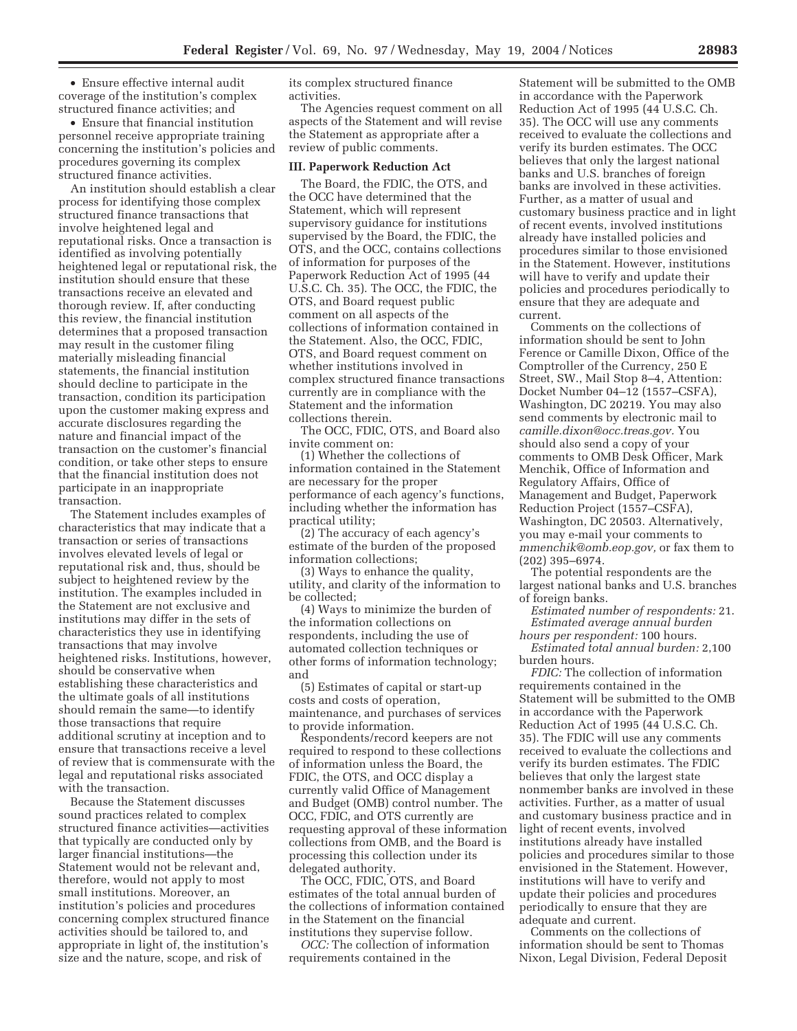- Ensure effective internal audit coverage of the institution's complex structured finance activities; and
- Ensure that financial institution personnel receive appropriate training concerning the institution's policies and procedures governing its complex structured finance activities.

An institution should establish a clear process for identifying those complex structured finance transactions that involve heightened legal and reputational risks. Once a transaction is identified as involving potentially heightened legal or reputational risk, the institution should ensure that these transactions receive an elevated and thorough review. If, after conducting this review, the financial institution determines that a proposed transaction may result in the customer filing materially misleading financial statements, the financial institution should decline to participate in the transaction, condition its participation upon the customer making express and accurate disclosures regarding the nature and financial impact of the transaction on the customer's financial condition, or take other steps to ensure that the financial institution does not participate in an inappropriate transaction.

The Statement includes examples of characteristics that may indicate that a transaction or series of transactions involves elevated levels of legal or reputational risk and, thus, should be subject to heightened review by the institution. The examples included in the Statement are not exclusive and institutions may differ in the sets of characteristics they use in identifying transactions that may involve heightened risks. Institutions, however, should be conservative when establishing these characteristics and the ultimate goals of all institutions should remain the same—to identify those transactions that require additional scrutiny at inception and to ensure that transactions receive a level of review that is commensurate with the legal and reputational risks associated with the transaction.

Because the Statement discusses sound practices related to complex structured finance activities—activities that typically are conducted only by larger financial institutions—the Statement would not be relevant and, therefore, would not apply to most small institutions. Moreover, an institution's policies and procedures concerning complex structured finance activities should be tailored to, and appropriate in light of, the institution's size and the nature, scope, and risk of its complex structured finance activities.

The Agencies request comment on all aspects of the Statement and will revise the Statement as appropriate after a review of public comments.

## III. Paperwork Reduction Act

The Board, the FDIC, the OTS, and the OCC have determined that the Statement, which will represent supervisory guidance for institutions supervised by the Board, the FDIC, the OTS, and the OCC, contains collections of information for purposes of the Paperwork Reduction Act of 1995 (44 U.S.C. Ch. 35). The OCC, the FDIC, the OTS, and Board request public comment on all aspects of the collections of information contained in the Statement. Also, the OCC, FDIC, OTS, and Board request comment on whether institutions involved in complex structured finance transactions currently are in compliance with the Statement and the information collections therein.

The OCC, FDIC, OTS, and Board also invite comment on:

(1) Whether the collections of information contained in the Statement are necessary for the proper performance of each agency's functions, including whether the information has practical utility;

(2) The accuracy of each agency's estimate of the burden of the proposed information collections;

(3) Ways to enhance the quality, utility, and clarity of the information to be collected;

(4) Ways to minimize the burden of the information collections on respondents, including the use of automated collection techniques or other forms of information technology; and

(5) Estimates of capital or start-up costs and costs of operation, maintenance, and purchases of services to provide information.

Respondents/record keepers are not required to respond to these collections of information unless the Board, the FDIC, the OTS, and OCC display a currently valid Office of Management and Budget (OMB) control number. The OCC, FDIC, and OTS currently are requesting approval of these information collections from OMB, and the Board is processing this collection under its delegated authority.

The OCC, FDIC, OTS, and Board estimates of the total annual burden of the collections of information contained in the Statement on the financial institutions they supervise follow.

*OCC:* The collection of information requirements contained in the Statement will be submitted to the OMB in accordance with the Paperwork Reduction Act of 1995 (44 U.S.C. Ch. 35). The OCC will use any comments received to evaluate the collections and verify its burden estimates. The OCC believes that only the largest national banks and U.S. branches of foreign banks are involved in these activities. Further, as a matter of usual and customary business practice and in light of recent events, involved institutions already have installed policies and procedures similar to those envisioned in the Statement. However, institutions will have to verify and update their policies and procedures periodically to ensure that they are adequate and current.

Comments on the collections of information should be sent to John Ference or Camille Dixon, Office of the Comptroller of the Currency, 250 E Street, SW., Mail Stop 8–4, Attention: Docket Number 04–12 (1557–CSFA), Washington, DC 20219. You may also send comments by electronic mail to *camille.dixon@occ.treas.gov.* You should also send a copy of your comments to OMB Desk Officer, Mark Menchik, Office of Information and Regulatory Affairs, Office of Management and Budget, Paperwork Reduction Project (1557–CSFA), Washington, DC 20503. Alternatively, you may e-mail your comments to *mmenchik@omb.eop.gov,* or fax them to (202) 395–6974.

The potential respondents are the largest national banks and U.S. branches of foreign banks.

*Estimated number of respondents:* 21.

*Estimated average annual burden hours per respondent:* 100 hours.

*Estimated total annual burden:* 2,100 burden hours.

*FDIC:* The collection of information requirements contained in the Statement will be submitted to the OMB in accordance with the Paperwork Reduction Act of 1995 (44 U.S.C. Ch. 35). The FDIC will use any comments received to evaluate the collections and verify its burden estimates. The FDIC believes that only the largest state nonmember banks are involved in these activities. Further, as a matter of usual and customary business practice and in light of recent events, involved institutions already have installed policies and procedures similar to those envisioned in the Statement. However, institutions will have to verify and update their policies and procedures periodically to ensure that they are adequate and current.

Comments on the collections of information should be sent to Thomas Nixon, Legal Division, Federal Deposit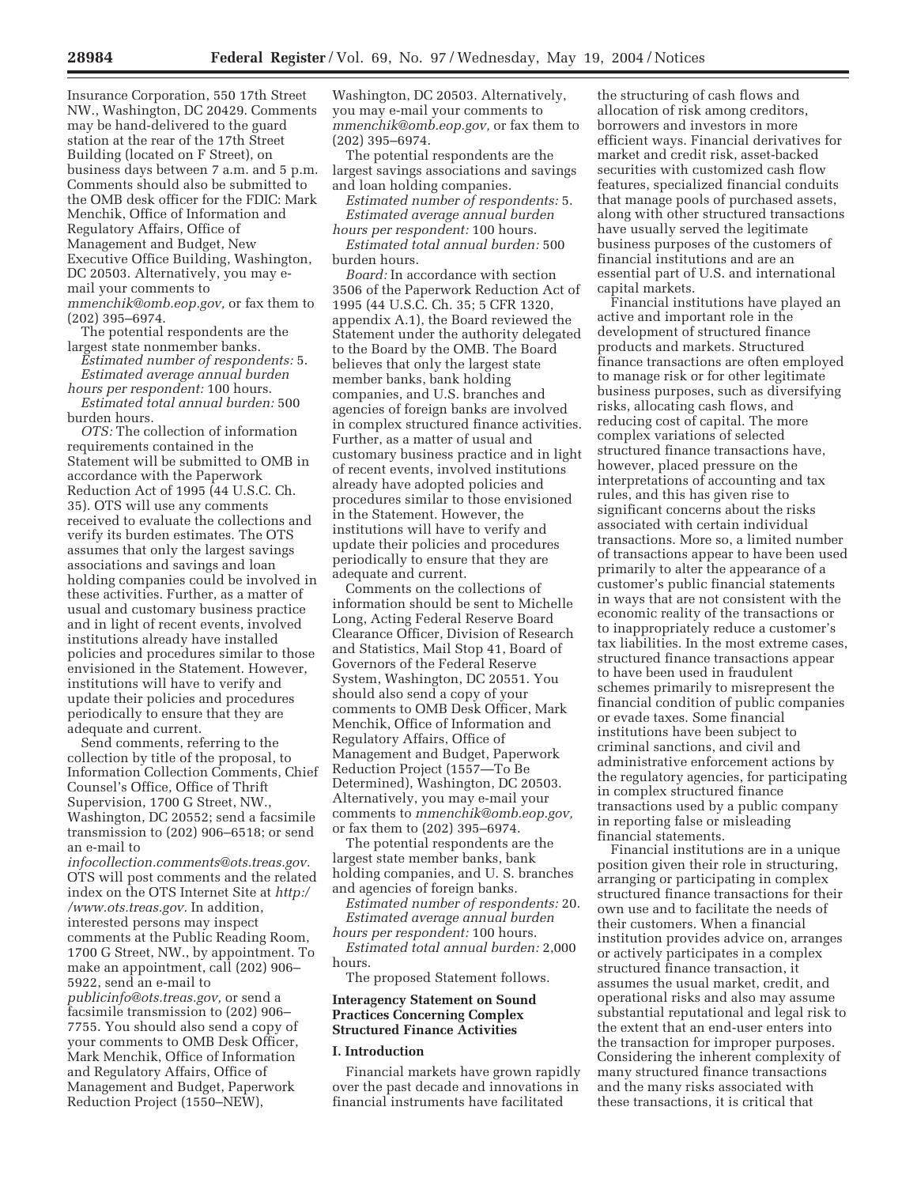Insurance Corporation, 550 17th Street NW., Washington, DC 20429. Comments may be hand-delivered to the guard station at the rear of the 17th Street Building (located on F Street), on business days between 7 a.m. and 5 p.m. Comments should also be submitted to the OMB desk officer for the FDIC: Mark Menchik, Office of Information and Regulatory Affairs, Office of Management and Budget, New Executive Office Building, Washington, DC 20503. Alternatively, you may e-mail your comments to *mmenchik@omb.eop.gov,* or fax them to (202) 395–6974.

The potential respondents are the largest state nonmember banks.

*Estimated number of respondents:* 5.

*Estimated average annual burden hours per respondent:* 100 hours.

*Estimated total annual burden:* 500 burden hours.

*OTS:* The collection of information requirements contained in the Statement will be submitted to OMB in accordance with the Paperwork Reduction Act of 1995 (44 U.S.C. Ch. 35). OTS will use any comments received to evaluate the collections and verify its burden estimates. The OTS assumes that only the largest savings associations and savings and loan holding companies could be involved in these activities. Further, as a matter of usual and customary business practice and in light of recent events, involved institutions already have installed policies and procedures similar to those envisioned in the Statement. However, institutions will have to verify and update their policies and procedures periodically to ensure that they are adequate and current.

Send comments, referring to the collection by title of the proposal, to Information Collection Comments, Chief Counsel's Office, Office of Thrift Supervision, 1700 G Street, NW., Washington, DC 20552; send a facsimile transmission to (202) 906–6518; or send an e-mail to *infocollection.comments@ots.treas.gov.* OTS will post comments and the related index on the OTS Internet Site at *http://www.ots.treas.gov.* In addition, interested persons may inspect comments at the Public Reading Room, 1700 G Street, NW., by appointment. To make an appointment, call (202) 906–5922, send an e-mail to *publicinfo@ots.treas.gov,* or send a facsimile transmission to (202) 906–7755. You should also send a copy of your comments to OMB Desk Officer, Mark Menchik, Office of Information and Regulatory Affairs, Office of Management and Budget, Paperwork Reduction Project (1550–NEW), Washington, DC 20503. Alternatively, you may e-mail your comments to *mmenchik@omb.eop.gov,* or fax them to (202) 395–6974.

The potential respondents are the largest savings associations and savings and loan holding companies.

*Estimated number of respondents:* 5.

*Estimated average annual burden hours per respondent:* 100 hours.

*Estimated total annual burden:* 500 burden hours.

*Board:* In accordance with section 3506 of the Paperwork Reduction Act of 1995 (44 U.S.C. Ch. 35; 5 CFR 1320, appendix A.1), the Board reviewed the Statement under the authority delegated to the Board by the OMB. The Board believes that only the largest state member banks, bank holding companies, and U.S. branches and agencies of foreign banks are involved in complex structured finance activities. Further, as a matter of usual and customary business practice and in light of recent events, involved institutions already have adopted policies and procedures similar to those envisioned in the Statement. However, the institutions will have to verify and update their policies and procedures periodically to ensure that they are adequate and current.

Comments on the collections of information should be sent to Michelle Long, Acting Federal Reserve Board Clearance Officer, Division of Research and Statistics, Mail Stop 41, Board of Governors of the Federal Reserve System, Washington, DC 20551. You should also send a copy of your comments to OMB Desk Officer, Mark Menchik, Office of Information and Regulatory Affairs, Office of Management and Budget, Paperwork Reduction Project (1557—To Be Determined), Washington, DC 20503. Alternatively, you may e-mail your comments to *mmenchik@omb.eop.gov,* or fax them to (202) 395–6974.

The potential respondents are the largest state member banks, bank holding companies, and U. S. branches and agencies of foreign banks.

*Estimated number of respondents:* 20.

*Estimated average annual burden hours per respondent:* 100 hours.

*Estimated total annual burden:* 2,000 hours.

The proposed Statement follows.

## Interagency Statement on Sound Practices Concerning Complex Structured Finance Activities

### I. Introduction

Financial markets have grown rapidly over the past decade and innovations in financial instruments have facilitated the structuring of cash flows and allocation of risk among creditors, borrowers and investors in more efficient ways. Financial derivatives for market and credit risk, asset-backed securities with customized cash flow features, specialized financial conduits that manage pools of purchased assets, along with other structured transactions have usually served the legitimate business purposes of the customers of financial institutions and are an essential part of U.S. and international capital markets.

Financial institutions have played an active and important role in the development of structured finance products and markets. Structured finance transactions are often employed to manage risk or for other legitimate business purposes, such as diversifying risks, allocating cash flows, and reducing cost of capital. The more complex variations of selected structured finance transactions have, however, placed pressure on the interpretations of accounting and tax rules, and this has given rise to significant concerns about the risks associated with certain individual transactions. More so, a limited number of transactions appear to have been used primarily to alter the appearance of a customer's public financial statements in ways that are not consistent with the economic reality of the transactions or to inappropriately reduce a customer's tax liabilities. In the most extreme cases, structured finance transactions appear to have been used in fraudulent schemes primarily to misrepresent the financial condition of public companies or evade taxes. Some financial institutions have been subject to criminal sanctions, and civil and administrative enforcement actions by the regulatory agencies, for participating in complex structured finance transactions used by a public company in reporting false or misleading financial statements.

Financial institutions are in a unique position given their role in structuring, arranging or participating in complex structured finance transactions for their own use and to facilitate the needs of their customers. When a financial institution provides advice on, arranges or actively participates in a complex structured finance transaction, it assumes the usual market, credit, and operational risks and also may assume substantial reputational and legal risk to the extent that an end-user enters into the transaction for improper purposes. Considering the inherent complexity of many structured finance transactions and the many risks associated with these transactions, it is critical that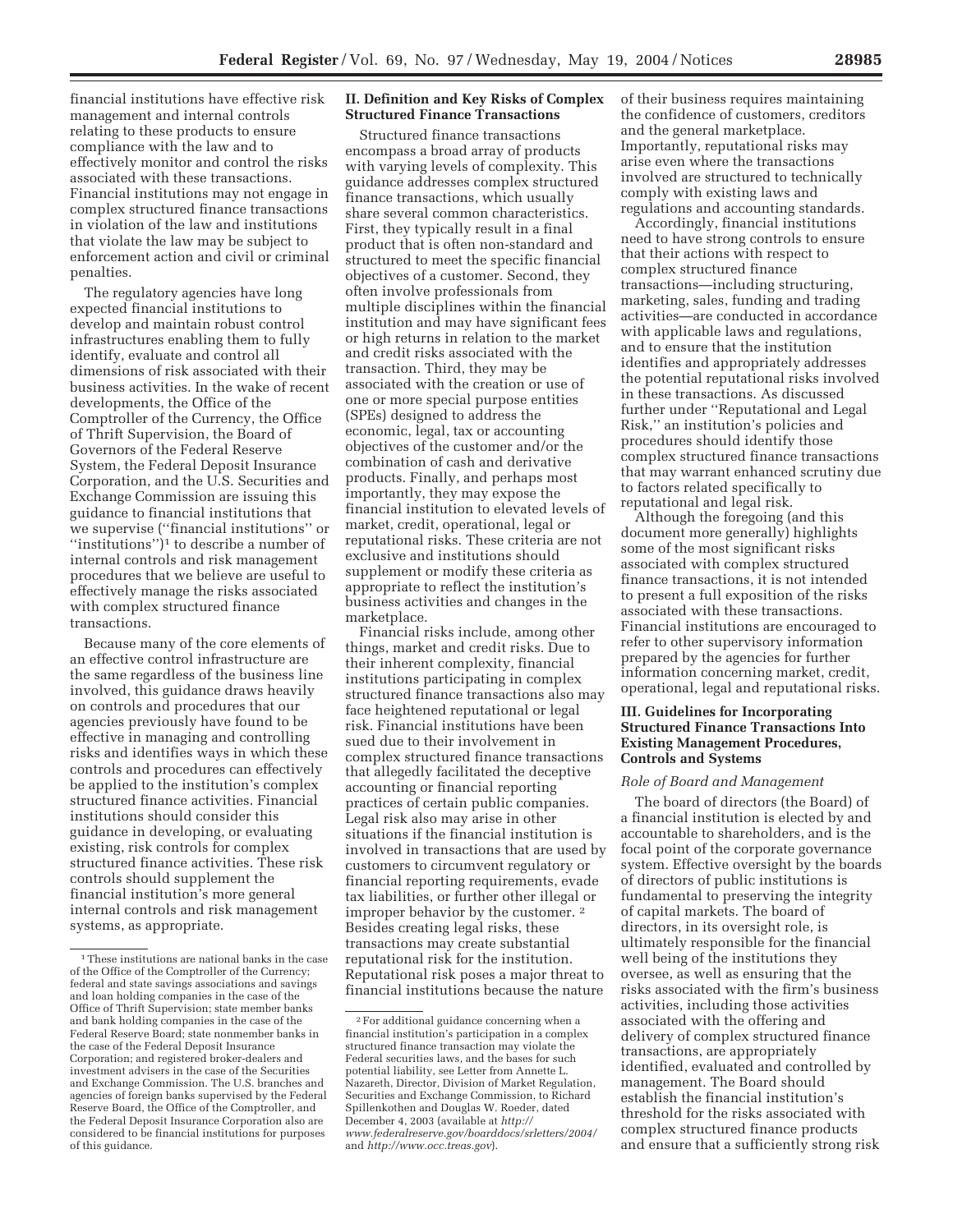financial institutions have effective risk management and internal controls relating to these products to ensure compliance with the law and to effectively monitor and control the risks associated with these transactions. Financial institutions may not engage in complex structured finance transactions in violation of the law and institutions that violate the law may be subject to enforcement action and civil or criminal penalties.

The regulatory agencies have long expected financial institutions to develop and maintain robust control infrastructures enabling them to fully identify, evaluate and control all dimensions of risk associated with their business activities. In the wake of recent developments, the Office of the Comptroller of the Currency, the Office of Thrift Supervision, the Board of Governors of the Federal Reserve System, the Federal Deposit Insurance Corporation, and the U.S. Securities and Exchange Commission are issuing this guidance to financial institutions that we supervise (''financial institutions'' or ''institutions'')[1] to describe a number of internal controls and risk management procedures that we believe are useful to effectively manage the risks associated with complex structured finance transactions.

Because many of the core elements of an effective control infrastructure are the same regardless of the business line involved, this guidance draws heavily on controls and procedures that our agencies previously have found to be effective in managing and controlling risks and identifies ways in which these controls and procedures can effectively be applied to the institution's complex structured finance activities. Financial institutions should consider this guidance in developing, or evaluating existing, risk controls for complex structured finance activities. These risk controls should supplement the financial institution's more general internal controls and risk management systems, as appropriate.

## II. Definition and Key Risks of Complex Structured Finance Transactions

Structured finance transactions encompass a broad array of products with varying levels of complexity. This guidance addresses complex structured finance transactions, which usually share several common characteristics. First, they typically result in a final product that is often non-standard and structured to meet the specific financial objectives of a customer. Second, they often involve professionals from multiple disciplines within the financial institution and may have significant fees or high returns in relation to the market and credit risks associated with the transaction. Third, they may be associated with the creation or use of one or more special purpose entities (SPEs) designed to address the economic, legal, tax or accounting objectives of the customer and/or the combination of cash and derivative products. Finally, and perhaps most importantly, they may expose the financial institution to elevated levels of market, credit, operational, legal or reputational risks. These criteria are not exclusive and institutions should supplement or modify these criteria as appropriate to reflect the institution's business activities and changes in the marketplace.

Financial risks include, among other things, market and credit risks. Due to their inherent complexity, financial institutions participating in complex structured finance transactions also may face heightened reputational or legal risk. Financial institutions have been sued due to their involvement in complex structured finance transactions that allegedly facilitated the deceptive accounting or financial reporting practices of certain public companies. Legal risk also may arise in other situations if the financial institution is involved in transactions that are used by customers to circumvent regulatory or financial reporting requirements, evade tax liabilities, or further other illegal or improper behavior by the customer.[2] Besides creating legal risks, these transactions may create substantial reputational risk for the institution. Reputational risk poses a major threat to financial institutions because the nature of their business requires maintaining the confidence of customers, creditors and the general marketplace. Importantly, reputational risks may arise even where the transactions involved are structured to technically comply with existing laws and regulations and accounting standards.

Accordingly, financial institutions need to have strong controls to ensure that their actions with respect to complex structured finance transactions—including structuring, marketing, sales, funding and trading activities—are conducted in accordance with applicable laws and regulations, and to ensure that the institution identifies and appropriately addresses the potential reputational risks involved in these transactions. As discussed further under ''Reputational and Legal Risk,'' an institution's policies and procedures should identify those complex structured finance transactions that may warrant enhanced scrutiny due to factors related specifically to reputational and legal risk.

Although the foregoing (and this document more generally) highlights some of the most significant risks associated with complex structured finance transactions, it is not intended to present a full exposition of the risks associated with these transactions. Financial institutions are encouraged to refer to other supervisory information prepared by the agencies for further information concerning market, credit, operational, legal and reputational risks.

## III. Guidelines for Incorporating Structured Finance Transactions Into Existing Management Procedures, Controls and Systems

### *Role of Board and Management*

The board of directors (the Board) of a financial institution is elected by and accountable to shareholders, and is the focal point of the corporate governance system. Effective oversight by the boards of directors of public institutions is fundamental to preserving the integrity of capital markets. The board of directors, in its oversight role, is ultimately responsible for the financial well being of the institutions they oversee, as well as ensuring that the risks associated with the firm's business activities, including those activities associated with the offering and delivery of complex structured finance transactions, are appropriately identified, evaluated and controlled by management. The Board should establish the financial institution's threshold for the risks associated with complex structured finance products and ensure that a sufficiently strong risk

---

[1] These institutions are national banks in the case of the Office of the Comptroller of the Currency; federal and state savings associations and savings and loan holding companies in the case of the Office of Thrift Supervision; state member banks and bank holding companies in the case of the Federal Reserve Board; state nonmember banks in the case of the Federal Deposit Insurance Corporation; and registered broker-dealers and investment advisers in the case of the Securities and Exchange Commission. The U.S. branches and agencies of foreign banks supervised by the Federal Reserve Board, the Office of the Comptroller, and the Federal Deposit Insurance Corporation also are considered to be financial institutions for purposes of this guidance.

[2] For additional guidance concerning when a financial institution's participation in a complex structured finance transaction may violate the Federal securities laws, and the bases for such potential liability, see Letter from Annette L. Nazareth, Director, Division of Market Regulation, Securities and Exchange Commission, to Richard Spillenkothen and Douglas W. Roeder, dated December 4, 2003 (available at *http://www.federalreserve.gov/boarddocs/srletters/2004/* and *http://www.occ.treas.gov*).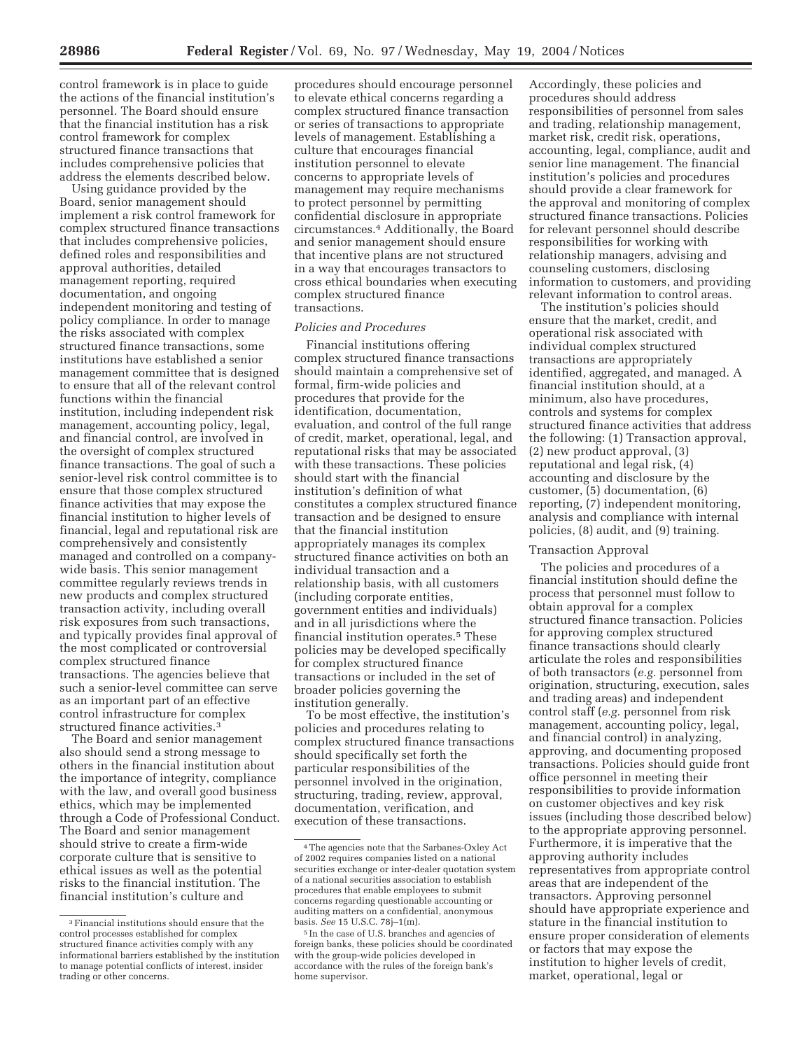control framework is in place to guide the actions of the financial institution's personnel. The Board should ensure that the financial institution has a risk control framework for complex structured finance transactions that includes comprehensive policies that address the elements described below.

Using guidance provided by the Board, senior management should implement a risk control framework for complex structured finance transactions that includes comprehensive policies, defined roles and responsibilities and approval authorities, detailed management reporting, required documentation, and ongoing independent monitoring and testing of policy compliance. In order to manage the risks associated with complex structured finance transactions, some institutions have established a senior management committee that is designed to ensure that all of the relevant control functions within the financial institution, including independent risk management, accounting policy, legal, and financial control, are involved in the oversight of complex structured finance transactions. The goal of such a senior-level risk control committee is to ensure that those complex structured finance activities that may expose the financial institution to higher levels of financial, legal and reputational risk are comprehensively and consistently managed and controlled on a company-wide basis. This senior management committee regularly reviews trends in new products and complex structured transaction activity, including overall risk exposures from such transactions, and typically provides final approval of the most complicated or controversial complex structured finance transactions. The agencies believe that such a senior-level committee can serve as an important part of an effective control infrastructure for complex structured finance activities.[3]

The Board and senior management also should send a strong message to others in the financial institution about the importance of integrity, compliance with the law, and overall good business ethics, which may be implemented through a Code of Professional Conduct. The Board and senior management should strive to create a firm-wide corporate culture that is sensitive to ethical issues as well as the potential risks to the financial institution. The financial institution's culture and procedures should encourage personnel to elevate ethical concerns regarding a complex structured finance transaction or series of transactions to appropriate levels of management. Establishing a culture that encourages financial institution personnel to elevate concerns to appropriate levels of management may require mechanisms to protect personnel by permitting confidential disclosure in appropriate circumstances.[4] Additionally, the Board and senior management should ensure that incentive plans are not structured in a way that encourages transactors to cross ethical boundaries when executing complex structured finance transactions.

*Policies and Procedures*

Financial institutions offering complex structured finance transactions should maintain a comprehensive set of formal, firm-wide policies and procedures that provide for the identification, documentation, evaluation, and control of the full range of credit, market, operational, legal, and reputational risks that may be associated with these transactions. These policies should start with the financial institution's definition of what constitutes a complex structured finance transaction and be designed to ensure that the financial institution appropriately manages its complex structured finance activities on both an individual transaction and a relationship basis, with all customers (including corporate entities, government entities and individuals) and in all jurisdictions where the financial institution operates.[5] These policies may be developed specifically for complex structured finance transactions or included in the set of broader policies governing the institution generally.

To be most effective, the institution's policies and procedures relating to complex structured finance transactions should specifically set forth the particular responsibilities of the personnel involved in the origination, structuring, trading, review, approval, documentation, verification, and execution of these transactions. Accordingly, these policies and procedures should address responsibilities of personnel from sales and trading, relationship management, market risk, credit risk, operations, accounting, legal, compliance, audit and senior line management. The financial institution's policies and procedures should provide a clear framework for the approval and monitoring of complex structured finance transactions. Policies for relevant personnel should describe responsibilities for working with relationship managers, advising and counseling customers, disclosing information to customers, and providing relevant information to control areas.

The institution's policies should ensure that the market, credit, and operational risk associated with individual complex structured transactions are appropriately identified, aggregated, and managed. A financial institution should, at a minimum, also have procedures, controls and systems for complex structured finance activities that address the following: (1) Transaction approval, (2) new product approval, (3) reputational and legal risk, (4) accounting and disclosure by the customer, (5) documentation, (6) reporting, (7) independent monitoring, analysis and compliance with internal policies, (8) audit, and (9) training.

Transaction Approval

The policies and procedures of a financial institution should define the process that personnel must follow to obtain approval for a complex structured finance transaction. Policies for approving complex structured finance transactions should clearly articulate the roles and responsibilities of both transactors (*e.g.* personnel from origination, structuring, execution, sales and trading areas) and independent control staff (*e.g.* personnel from risk management, accounting policy, legal, and financial control) in analyzing, approving, and documenting proposed transactions. Policies should guide front office personnel in meeting their responsibilities to provide information on customer objectives and key risk issues (including those described below) to the appropriate approving personnel. Furthermore, it is imperative that the approving authority includes representatives from appropriate control areas that are independent of the transactors. Approving personnel should have appropriate experience and stature in the financial institution to ensure proper consideration of elements or factors that may expose the institution to higher levels of credit, market, operational, legal or

---

[3] Financial institutions should ensure that the control processes established for complex structured finance activities comply with any informational barriers established by the institution to manage potential conflicts of interest, insider trading or other concerns.

[4] The agencies note that the Sarbanes-Oxley Act of 2002 requires companies listed on a national securities exchange or inter-dealer quotation system of a national securities association to establish procedures that enable employees to submit concerns regarding questionable accounting or auditing matters on a confidential, anonymous basis. *See* 15 U.S.C. 78j–1(m).

[5] In the case of U.S. branches and agencies of foreign banks, these policies should be coordinated with the group-wide policies developed in accordance with the rules of the foreign bank's home supervisor.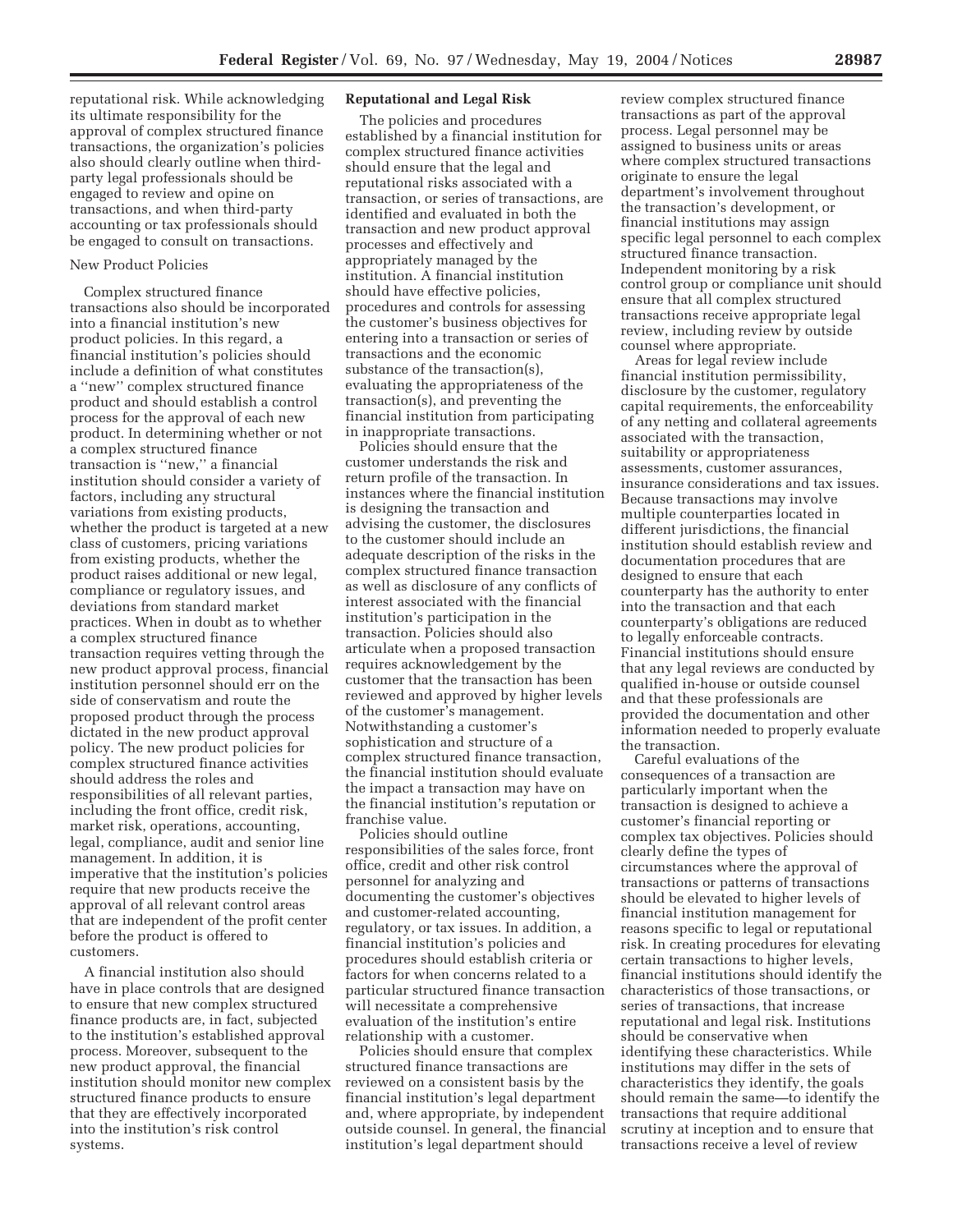reputational risk. While acknowledging its ultimate responsibility for the approval of complex structured finance transactions, the organization's policies also should clearly outline when third-party legal professionals should be engaged to review and opine on transactions, and when third-party accounting or tax professionals should be engaged to consult on transactions.

New Product Policies

Complex structured finance transactions also should be incorporated into a financial institution's new product policies. In this regard, a financial institution's policies should include a definition of what constitutes a ''new'' complex structured finance product and should establish a control process for the approval of each new product. In determining whether or not a complex structured finance transaction is ''new,'' a financial institution should consider a variety of factors, including any structural variations from existing products, whether the product is targeted at a new class of customers, pricing variations from existing products, whether the product raises additional or new legal, compliance or regulatory issues, and deviations from standard market practices. When in doubt as to whether a complex structured finance transaction requires vetting through the new product approval process, financial institution personnel should err on the side of conservatism and route the proposed product through the process dictated in the new product approval policy. The new product policies for complex structured finance activities should address the roles and responsibilities of all relevant parties, including the front office, credit risk, market risk, operations, accounting, legal, compliance, audit and senior line management. In addition, it is imperative that the institution's policies require that new products receive the approval of all relevant control areas that are independent of the profit center before the product is offered to customers.

A financial institution also should have in place controls that are designed to ensure that new complex structured finance products are, in fact, subjected to the institution's established approval process. Moreover, subsequent to the new product approval, the financial institution should monitor new complex structured finance products to ensure that they are effectively incorporated into the institution's risk control systems.

**Reputational and Legal Risk**

The policies and procedures established by a financial institution for complex structured finance activities should ensure that the legal and reputational risks associated with a transaction, or series of transactions, are identified and evaluated in both the transaction and new product approval processes and effectively and appropriately managed by the institution. A financial institution should have effective policies, procedures and controls for assessing the customer's business objectives for entering into a transaction or series of transactions and the economic substance of the transaction(s), evaluating the appropriateness of the transaction(s), and preventing the financial institution from participating in inappropriate transactions.

Policies should ensure that the customer understands the risk and return profile of the transaction. In instances where the financial institution is designing the transaction and advising the customer, the disclosures to the customer should include an adequate description of the risks in the complex structured finance transaction as well as disclosure of any conflicts of interest associated with the financial institution's participation in the transaction. Policies should also articulate when a proposed transaction requires acknowledgement by the customer that the transaction has been reviewed and approved by higher levels of the customer's management. Notwithstanding a customer's sophistication and structure of a complex structured finance transaction, the financial institution should evaluate the impact a transaction may have on the financial institution's reputation or franchise value.

Policies should outline responsibilities of the sales force, front office, credit and other risk control personnel for analyzing and documenting the customer's objectives and customer-related accounting, regulatory, or tax issues. In addition, a financial institution's policies and procedures should establish criteria or factors for when concerns related to a particular structured finance transaction will necessitate a comprehensive evaluation of the institution's entire relationship with a customer.

Policies should ensure that complex structured finance transactions are reviewed on a consistent basis by the financial institution's legal department and, where appropriate, by independent outside counsel. In general, the financial institution's legal department should review complex structured finance transactions as part of the approval process. Legal personnel may be assigned to business units or areas where complex structured transactions originate to ensure the legal department's involvement throughout the transaction's development, or financial institutions may assign specific legal personnel to each complex structured finance transaction. Independent monitoring by a risk control group or compliance unit should ensure that all complex structured transactions receive appropriate legal review, including review by outside counsel where appropriate.

Areas for legal review include financial institution permissibility, disclosure by the customer, regulatory capital requirements, the enforceability of any netting and collateral agreements associated with the transaction, suitability or appropriateness assessments, customer assurances, insurance considerations and tax issues. Because transactions may involve multiple counterparties located in different jurisdictions, the financial institution should establish review and documentation procedures that are designed to ensure that each counterparty has the authority to enter into the transaction and that each counterparty's obligations are reduced to legally enforceable contracts. Financial institutions should ensure that any legal reviews are conducted by qualified in-house or outside counsel and that these professionals are provided the documentation and other information needed to properly evaluate the transaction.

Careful evaluations of the consequences of a transaction are particularly important when the transaction is designed to achieve a customer's financial reporting or complex tax objectives. Policies should clearly define the types of circumstances where the approval of transactions or patterns of transactions should be elevated to higher levels of financial institution management for reasons specific to legal or reputational risk. In creating procedures for elevating certain transactions to higher levels, financial institutions should identify the characteristics of those transactions, or series of transactions, that increase reputational and legal risk. Institutions should be conservative when identifying these characteristics. While institutions may differ in the sets of characteristics they identify, the goals should remain the same—to identify the transactions that require additional scrutiny at inception and to ensure that transactions receive a level of review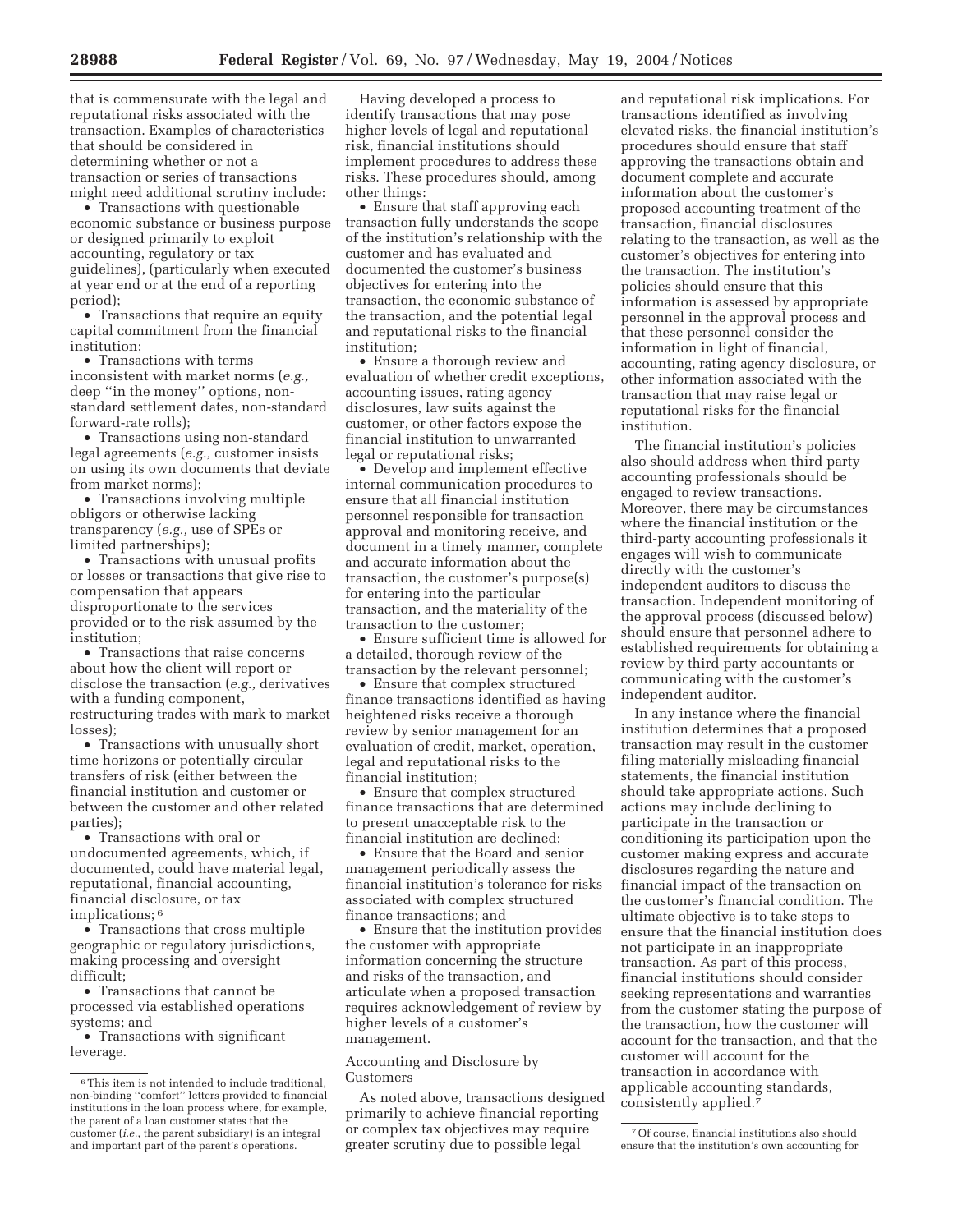that is commensurate with the legal and reputational risks associated with the transaction. Examples of characteristics that should be considered in determining whether or not a transaction or series of transactions might need additional scrutiny include:

- Transactions with questionable economic substance or business purpose or designed primarily to exploit accounting, regulatory or tax guidelines), (particularly when executed at year end or at the end of a reporting period);
- Transactions that require an equity capital commitment from the financial institution;
- Transactions with terms inconsistent with market norms (*e.g.*, deep ''in the money'' options, non-standard settlement dates, non-standard forward-rate rolls);
- Transactions using non-standard legal agreements (*e.g.*, customer insists on using its own documents that deviate from market norms);
- Transactions involving multiple obligors or otherwise lacking transparency (*e.g.*, use of SPEs or limited partnerships);
- Transactions with unusual profits or losses or transactions that give rise to compensation that appears disproportionate to the services provided or to the risk assumed by the institution;
- Transactions that raise concerns about how the client will report or disclose the transaction (*e.g.*, derivatives with a funding component, restructuring trades with mark to market losses);
- Transactions with unusually short time horizons or potentially circular transfers of risk (either between the financial institution and customer or between the customer and other related parties);
- Transactions with oral or undocumented agreements, which, if documented, could have material legal, reputational, financial accounting, financial disclosure, or tax implications; [6]
- Transactions that cross multiple geographic or regulatory jurisdictions, making processing and oversight difficult;
- Transactions that cannot be processed via established operations systems; and
- Transactions with significant leverage.

Having developed a process to identify transactions that may pose higher levels of legal and reputational risk, financial institutions should implement procedures to address these risks. These procedures should, among other things:

- Ensure that staff approving each transaction fully understands the scope of the institution's relationship with the customer and has evaluated and documented the customer's business objectives for entering into the transaction, the economic substance of the transaction, and the potential legal and reputational risks to the financial institution;
- Ensure a thorough review and evaluation of whether credit exceptions, accounting issues, rating agency disclosures, law suits against the customer, or other factors expose the financial institution to unwarranted legal or reputational risks;
- Develop and implement effective internal communication procedures to ensure that all financial institution personnel responsible for transaction approval and monitoring receive, and document in a timely manner, complete and accurate information about the transaction, the customer's purpose(s) for entering into the particular transaction, and the materiality of the transaction to the customer;
- Ensure sufficient time is allowed for a detailed, thorough review of the transaction by the relevant personnel;
- Ensure that complex structured finance transactions identified as having heightened risks receive a thorough review by senior management for an evaluation of credit, market, operation, legal and reputational risks to the financial institution;
- Ensure that complex structured finance transactions that are determined to present unacceptable risk to the financial institution are declined;
- Ensure that the Board and senior management periodically assess the financial institution's tolerance for risks associated with complex structured finance transactions; and
- Ensure that the institution provides the customer with appropriate information concerning the structure and risks of the transaction, and articulate when a proposed transaction requires acknowledgement of review by higher levels of a customer's management.

Accounting and Disclosure by Customers

As noted above, transactions designed primarily to achieve financial reporting or complex tax objectives may require greater scrutiny due to possible legal and reputational risk implications. For transactions identified as involving elevated risks, the financial institution's procedures should ensure that staff approving the transactions obtain and document complete and accurate information about the customer's proposed accounting treatment of the transaction, financial disclosures relating to the transaction, as well as the customer's objectives for entering into the transaction. The institution's policies should ensure that this information is assessed by appropriate personnel in the approval process and that these personnel consider the information in light of financial, accounting, rating agency disclosure, or other information associated with the transaction that may raise legal or reputational risks for the financial institution.

The financial institution's policies also should address when third party accounting professionals should be engaged to review transactions. Moreover, there may be circumstances where the financial institution or the third-party accounting professionals it engages will wish to communicate directly with the customer's independent auditors to discuss the transaction. Independent monitoring of the approval process (discussed below) should ensure that personnel adhere to established requirements for obtaining a review by third party accountants or communicating with the customer's independent auditor.

In any instance where the financial institution determines that a proposed transaction may result in the customer filing materially misleading financial statements, the financial institution should take appropriate actions. Such actions may include declining to participate in the transaction or conditioning its participation upon the customer making express and accurate disclosures regarding the nature and financial impact of the transaction on the customer's financial condition. The ultimate objective is to take steps to ensure that the financial institution does not participate in an inappropriate transaction. As part of this process, financial institutions should consider seeking representations and warranties from the customer stating the purpose of the transaction, how the customer will account for the transaction, and that the customer will account for the transaction in accordance with applicable accounting standards, consistently applied.[7]

---

[6] This item is not intended to include traditional, non-binding ''comfort'' letters provided to financial institutions in the loan process where, for example, the parent of a loan customer states that the customer (*i.e.*, the parent subsidiary) is an integral and important part of the parent's operations.

[7] Of course, financial institutions also should ensure that the institution's own accounting for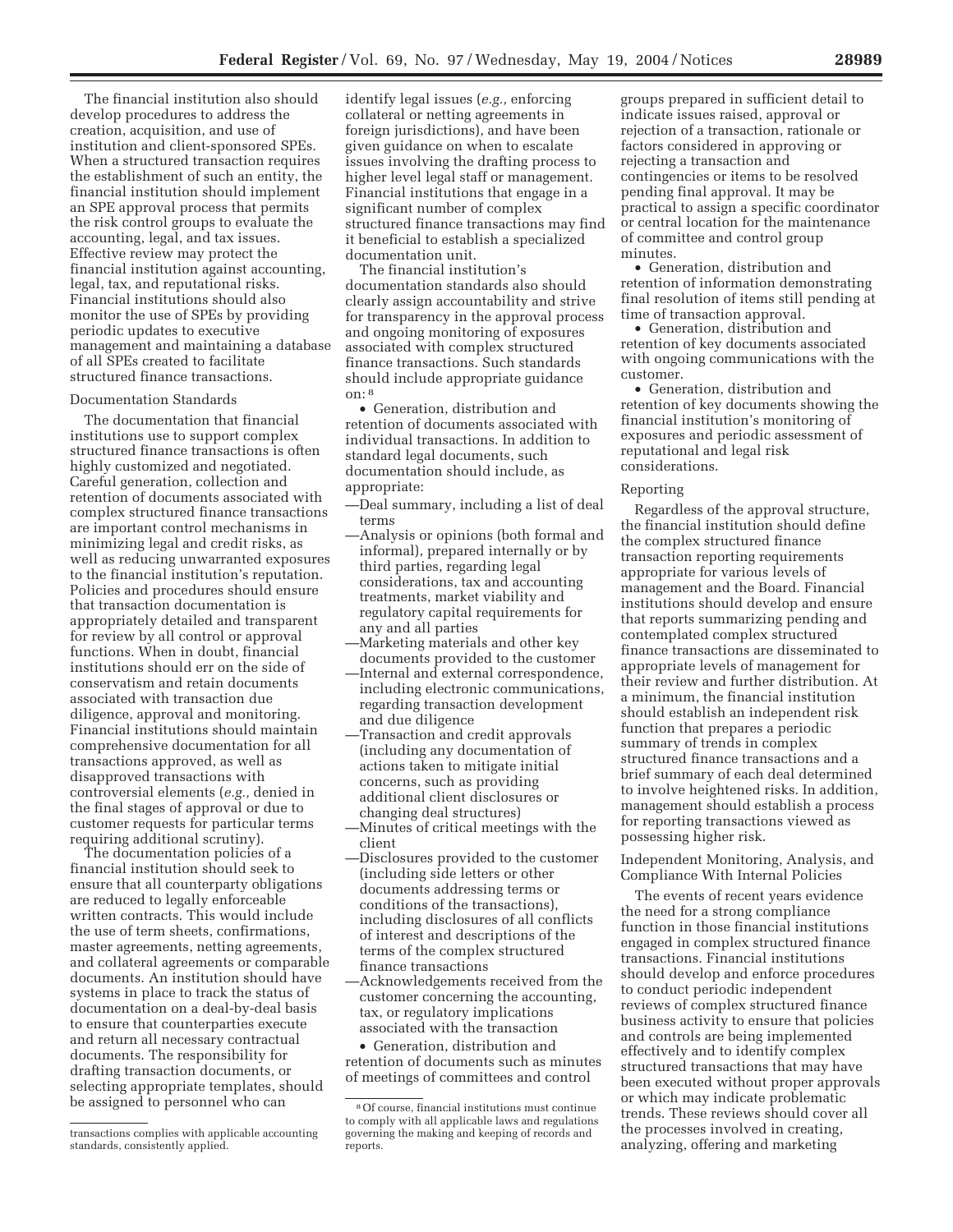The financial institution also should develop procedures to address the creation, acquisition, and use of institution and client-sponsored SPEs. When a structured transaction requires the establishment of such an entity, the financial institution should implement an SPE approval process that permits the risk control groups to evaluate the accounting, legal, and tax issues. Effective review may protect the financial institution against accounting, legal, tax, and reputational risks. Financial institutions should also monitor the use of SPEs by providing periodic updates to executive management and maintaining a database of all SPEs created to facilitate structured finance transactions.

### Documentation Standards

The documentation that financial institutions use to support complex structured finance transactions is often highly customized and negotiated. Careful generation, collection and retention of documents associated with complex structured finance transactions are important control mechanisms in minimizing legal and credit risks, as well as reducing unwarranted exposures to the financial institution's reputation. Policies and procedures should ensure that transaction documentation is appropriately detailed and transparent for review by all control or approval functions. When in doubt, financial institutions should err on the side of conservatism and retain documents associated with transaction due diligence, approval and monitoring. Financial institutions should maintain comprehensive documentation for all transactions approved, as well as disapproved transactions with controversial elements (*e.g.,* denied in the final stages of approval or due to customer requests for particular terms requiring additional scrutiny).

The documentation policies of a financial institution should seek to ensure that all counterparty obligations are reduced to legally enforceable written contracts. This would include the use of term sheets, confirmations, master agreements, netting agreements, and collateral agreements or comparable documents. An institution should have systems in place to track the status of documentation on a deal-by-deal basis to ensure that counterparties execute and return all necessary contractual documents. The responsibility for drafting transaction documents, or selecting appropriate templates, should be assigned to personnel who can identify legal issues (*e.g.,* enforcing collateral or netting agreements in foreign jurisdictions), and have been given guidance on when to escalate issues involving the drafting process to higher level legal staff or management. Financial institutions that engage in a significant number of complex structured finance transactions may find it beneficial to establish a specialized documentation unit.

The financial institution's documentation standards also should clearly assign accountability and strive for transparency in the approval process and ongoing monitoring of exposures associated with complex structured finance transactions. Such standards should include appropriate guidance on:[8]

- Generation, distribution and retention of documents associated with individual transactions. In addition to standard legal documents, such documentation should include, as appropriate:
  - —Deal summary, including a list of deal terms
  - —Analysis or opinions (both formal and informal), prepared internally or by third parties, regarding legal considerations, tax and accounting treatments, market viability and regulatory capital requirements for any and all parties
  - —Marketing materials and other key documents provided to the customer
  - —Internal and external correspondence, including electronic communications, regarding transaction development and due diligence
  - —Transaction and credit approvals (including any documentation of actions taken to mitigate initial concerns, such as providing additional client disclosures or changing deal structures)
  - —Minutes of critical meetings with the client
  - —Disclosures provided to the customer (including side letters or other documents addressing terms or conditions of the transactions), including disclosures of all conflicts of interest and descriptions of the terms of the complex structured finance transactions
  - —Acknowledgements received from the customer concerning the accounting, tax, or regulatory implications associated with the transaction
- Generation, distribution and retention of documents such as minutes of meetings of committees and control groups prepared in sufficient detail to indicate issues raised, approval or rejection of a transaction, rationale or factors considered in approving or rejecting a transaction and contingencies or items to be resolved pending final approval. It may be practical to assign a specific coordinator or central location for the maintenance of committee and control group minutes.
- Generation, distribution and retention of information demonstrating final resolution of items still pending at time of transaction approval.
- Generation, distribution and retention of key documents associated with ongoing communications with the customer.
- Generation, distribution and retention of key documents showing the financial institution's monitoring of exposures and periodic assessment of reputational and legal risk considerations.

### Reporting

Regardless of the approval structure, the financial institution should define the complex structured finance transaction reporting requirements appropriate for various levels of management and the Board. Financial institutions should develop and ensure that reports summarizing pending and contemplated complex structured finance transactions are disseminated to appropriate levels of management for their review and further distribution. At a minimum, the financial institution should establish an independent risk function that prepares a periodic summary of trends in complex structured finance transactions and a brief summary of each deal determined to involve heightened risks. In addition, management should establish a process for reporting transactions viewed as possessing higher risk.

### Independent Monitoring, Analysis, and Compliance With Internal Policies

The events of recent years evidence the need for a strong compliance function in those financial institutions engaged in complex structured finance transactions. Financial institutions should develop and enforce procedures to conduct periodic independent reviews of complex structured finance business activity to ensure that policies and controls are being implemented effectively and to identify complex structured transactions that may have been executed without proper approvals or which may indicate problematic trends. These reviews should cover all the processes involved in creating, analyzing, offering and marketing

---

transactions complies with applicable accounting standards, consistently applied.

[8] Of course, financial institutions must continue to comply with all applicable laws and regulations governing the making and keeping of records and reports.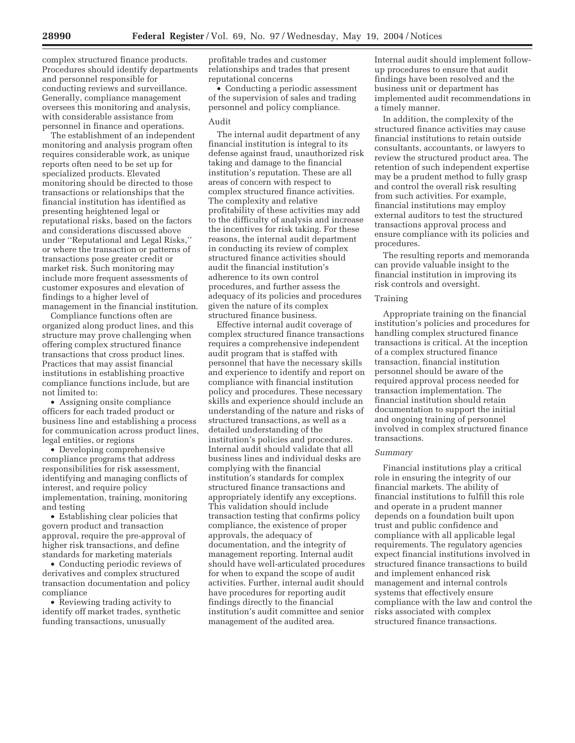complex structured finance products. Procedures should identify departments and personnel responsible for conducting reviews and surveillance. Generally, compliance management oversees this monitoring and analysis, with considerable assistance from personnel in finance and operations.

The establishment of an independent monitoring and analysis program often requires considerable work, as unique reports often need to be set up for specialized products. Elevated monitoring should be directed to those transactions or relationships that the financial institution has identified as presenting heightened legal or reputational risks, based on the factors and considerations discussed above under ''Reputational and Legal Risks,'' or where the transaction or patterns of transactions pose greater credit or market risk. Such monitoring may include more frequent assessments of customer exposures and elevation of findings to a higher level of management in the financial institution.

Compliance functions often are organized along product lines, and this structure may prove challenging when offering complex structured finance transactions that cross product lines. Practices that may assist financial institutions in establishing proactive compliance functions include, but are not limited to:

- Assigning onsite compliance officers for each traded product or business line and establishing a process for communication across product lines, legal entities, or regions
- Developing comprehensive compliance programs that address responsibilities for risk assessment, identifying and managing conflicts of interest, and require policy implementation, training, monitoring and testing
- Establishing clear policies that govern product and transaction approval, require the pre-approval of higher risk transactions, and define standards for marketing materials
- Conducting periodic reviews of derivatives and complex structured transaction documentation and policy compliance
- Reviewing trading activity to identify off market trades, synthetic funding transactions, unusually profitable trades and customer relationships and trades that present reputational concerns
- Conducting a periodic assessment of the supervision of sales and trading personnel and policy compliance.

Audit

The internal audit department of any financial institution is integral to its defense against fraud, unauthorized risk taking and damage to the financial institution's reputation. These are all areas of concern with respect to complex structured finance activities. The complexity and relative profitability of these activities may add to the difficulty of analysis and increase the incentives for risk taking. For these reasons, the internal audit department in conducting its review of complex structured finance activities should audit the financial institution's adherence to its own control procedures, and further assess the adequacy of its policies and procedures given the nature of its complex structured finance business.

Effective internal audit coverage of complex structured finance transactions requires a comprehensive independent audit program that is staffed with personnel that have the necessary skills and experience to identify and report on compliance with financial institution policy and procedures. These necessary skills and experience should include an understanding of the nature and risks of structured transactions, as well as a detailed understanding of the institution's policies and procedures. Internal audit should validate that all business lines and individual desks are complying with the financial institution's standards for complex structured finance transactions and appropriately identify any exceptions. This validation should include transaction testing that confirms policy compliance, the existence of proper approvals, the adequacy of documentation, and the integrity of management reporting. Internal audit should have well-articulated procedures for when to expand the scope of audit activities. Further, internal audit should have procedures for reporting audit findings directly to the financial institution's audit committee and senior management of the audited area. Internal audit should implement follow-up procedures to ensure that audit findings have been resolved and the business unit or department has implemented audit recommendations in a timely manner.

In addition, the complexity of the structured finance activities may cause financial institutions to retain outside consultants, accountants, or lawyers to review the structured product area. The retention of such independent expertise may be a prudent method to fully grasp and control the overall risk resulting from such activities. For example, financial institutions may employ external auditors to test the structured transactions approval process and ensure compliance with its policies and procedures.

The resulting reports and memoranda can provide valuable insight to the financial institution in improving its risk controls and oversight.

Training

Appropriate training on the financial institution's policies and procedures for handling complex structured finance transactions is critical. At the inception of a complex structured finance transaction, financial institution personnel should be aware of the required approval process needed for transaction implementation. The financial institution should retain documentation to support the initial and ongoing training of personnel involved in complex structured finance transactions.

*Summary*

Financial institutions play a critical role in ensuring the integrity of our financial markets. The ability of financial institutions to fulfill this role and operate in a prudent manner depends on a foundation built upon trust and public confidence and compliance with all applicable legal requirements. The regulatory agencies expect financial institutions involved in structured finance transactions to build and implement enhanced risk management and internal controls systems that effectively ensure compliance with the law and control the risks associated with complex structured finance transactions.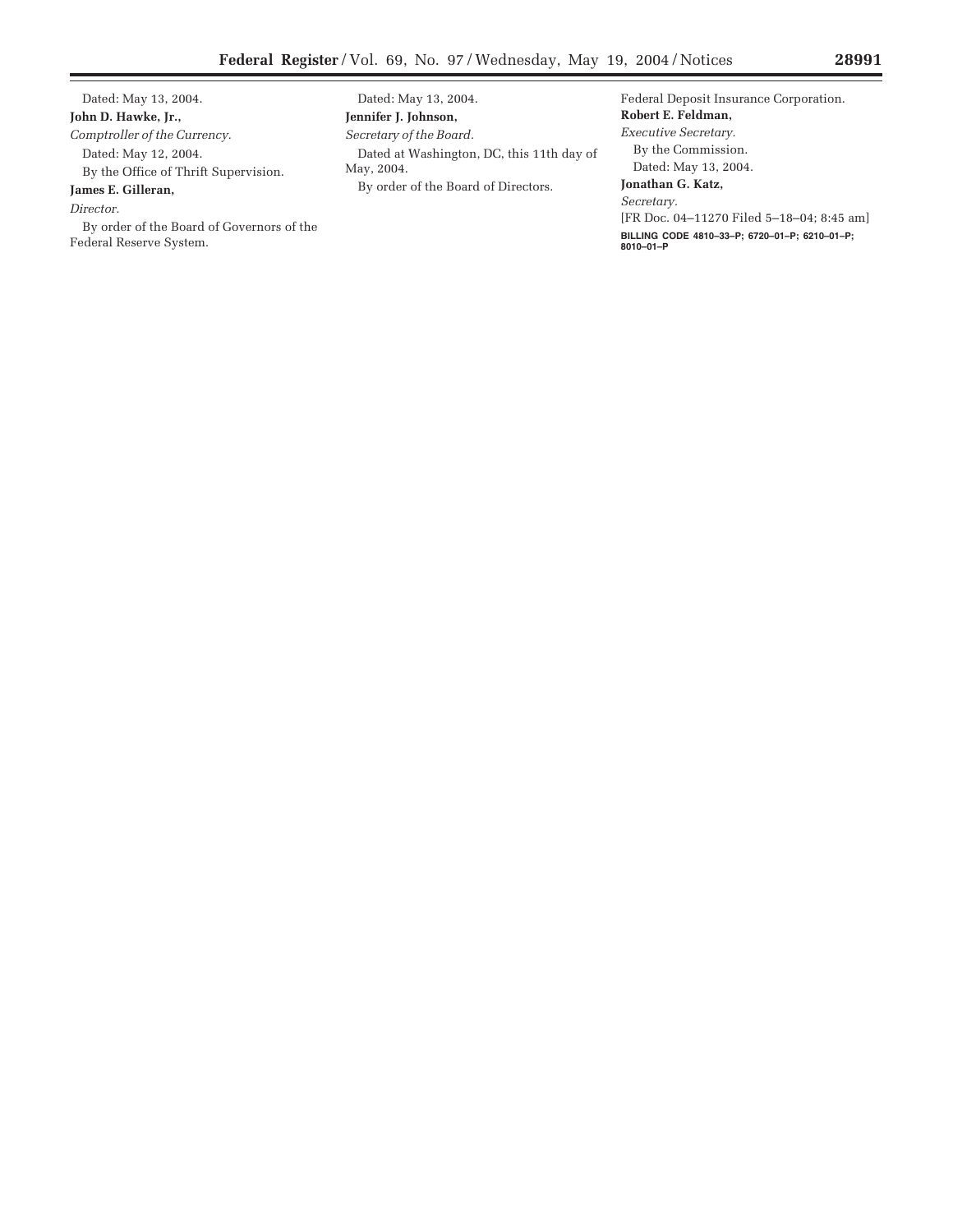Dated: May 13, 2004.

**John D. Hawke, Jr.,**

*Comptroller of the Currency.*

Dated: May 12, 2004.

By the Office of Thrift Supervision.

**James E. Gilleran,**

*Director.*

By order of the Board of Governors of the Federal Reserve System.

Dated: May 13, 2004.

**Jennifer J. Johnson,**

*Secretary of the Board.*

Dated at Washington, DC, this 11th day of May, 2004.

By order of the Board of Directors.

Federal Deposit Insurance Corporation.

**Robert E. Feldman,**

*Executive Secretary.*

By the Commission.

Dated: May 13, 2004.

**Jonathan G. Katz,**

*Secretary.*

[FR Doc. 04–11270 Filed 5–18–04; 8:45 am]

**BILLING CODE 4810–33–P; 6720–01–P; 6210–01–P; 8010–01–P**